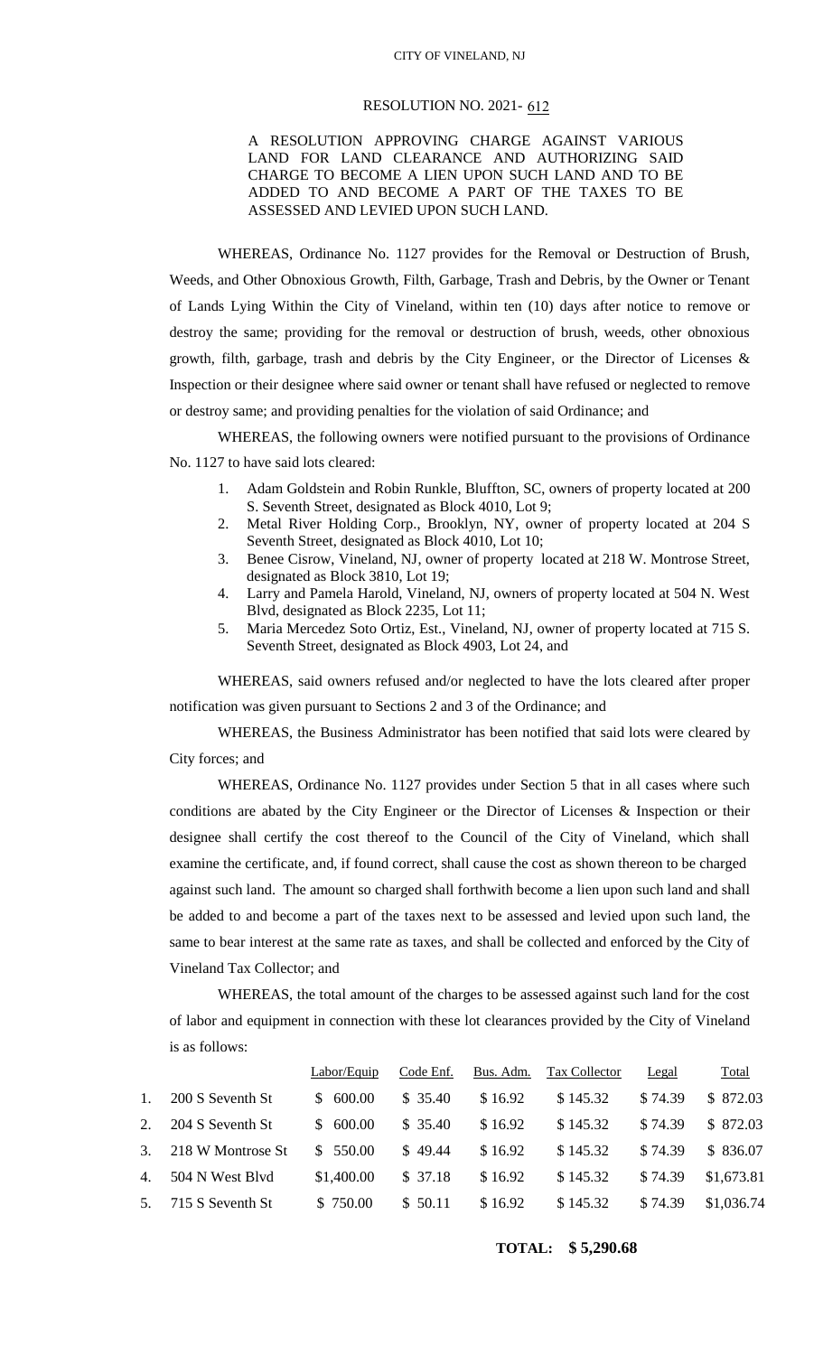CITY OF VINELAND, NJ

RESOLUTION NO. 2021- 612

A RESOLUTION APPROVING CHARGE AGAINST VARIOUS LAND FOR LAND CLEARANCE AND AUTHORIZING SAID CHARGE TO BECOME A LIEN UPON SUCH LAND AND TO BE ADDED TO AND BECOME A PART OF THE TAXES TO BE ASSESSED AND LEVIED UPON SUCH LAND.

WHEREAS, Ordinance No. 1127 provides for the Removal or Destruction of Brush, Weeds, and Other Obnoxious Growth, Filth, Garbage, Trash and Debris, by the Owner or Tenant of Lands Lying Within the City of Vineland, within ten (10) days after notice to remove or destroy the same; providing for the removal or destruction of brush, weeds, other obnoxious growth, filth, garbage, trash and debris by the City Engineer, or the Director of Licenses & Inspection or their designee where said owner or tenant shall have refused or neglected to remove or destroy same; and providing penalties for the violation of said Ordinance; and

WHEREAS, the following owners were notified pursuant to the provisions of Ordinance No. 1127 to have said lots cleared:

1. Adam Goldstein and Robin Runkle, Bluffton, SC, owners of property located at 200 S. Seventh Street, designated as Block 4010, Lot 9;
2. Metal River Holding Corp., Brooklyn, NY, owner of property located at 204 S Seventh Street, designated as Block 4010, Lot 10;
3. Benee Cisrow, Vineland, NJ, owner of property located at 218 W. Montrose Street, designated as Block 3810, Lot 19;
4. Larry and Pamela Harold, Vineland, NJ, owners of property located at 504 N. West Blvd, designated as Block 2235, Lot 11;
5. Maria Mercedez Soto Ortiz, Est., Vineland, NJ, owner of property located at 715 S. Seventh Street, designated as Block 4903, Lot 24, and

WHEREAS, said owners refused and/or neglected to have the lots cleared after proper notification was given pursuant to Sections 2 and 3 of the Ordinance; and

WHEREAS, the Business Administrator has been notified that said lots were cleared by City forces; and

WHEREAS, Ordinance No. 1127 provides under Section 5 that in all cases where such conditions are abated by the City Engineer or the Director of Licenses & Inspection or their designee shall certify the cost thereof to the Council of the City of Vineland, which shall examine the certificate, and, if found correct, shall cause the cost as shown thereon to be charged against such land. The amount so charged shall forthwith become a lien upon such land and shall be added to and become a part of the taxes next to be assessed and levied upon such land, the same to bear interest at the same rate as taxes, and shall be collected and enforced by the City of Vineland Tax Collector; and

WHEREAS, the total amount of the charges to be assessed against such land for the cost of labor and equipment in connection with these lot clearances provided by the City of Vineland is as follows:

| | | Labor/Equip | Code Enf. | Bus. Adm. | Tax Collector | Legal | Total |
|---|---|---|---|---|---|---|---|
| 1. | 200 S Seventh St | $ 600.00 | $ 35.40 | $ 16.92 | $ 145.32 | $ 74.39 | $ 872.03 |
| 2. | 204 S Seventh St | $ 600.00 | $ 35.40 | $ 16.92 | $ 145.32 | $ 74.39 | $ 872.03 |
| 3. | 218 W Montrose St | $ 550.00 | $ 49.44 | $ 16.92 | $ 145.32 | $ 74.39 | $ 836.07 |
| 4. | 504 N West Blvd | $1,400.00 | $ 37.18 | $ 16.92 | $ 145.32 | $ 74.39 | $1,673.81 |
| 5. | 715 S Seventh St | $ 750.00 | $ 50.11 | $ 16.92 | $ 145.32 | $ 74.39 | $1,036.74 |

**TOTAL: $ 5,290.68**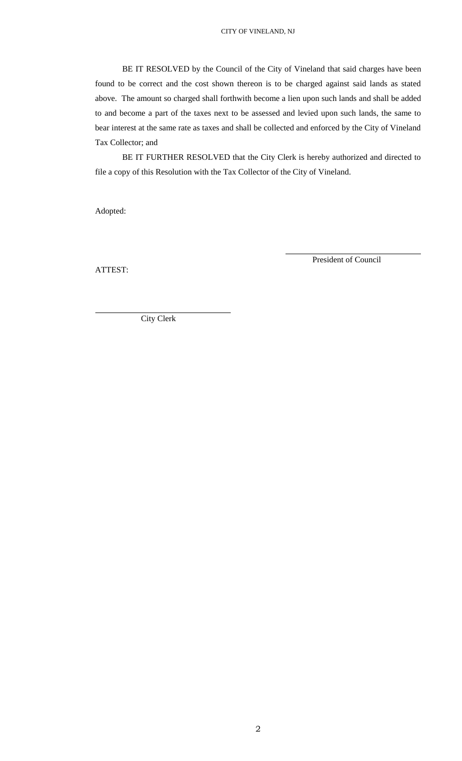BE IT RESOLVED by the Council of the City of Vineland that said charges have been found to be correct and the cost shown thereon is to be charged against said lands as stated above. The amount so charged shall forthwith become a lien upon such lands and shall be added to and become a part of the taxes next to be assessed and levied upon such lands, the same to bear interest at the same rate as taxes and shall be collected and enforced by the City of Vineland Tax Collector; and

BE IT FURTHER RESOLVED that the City Clerk is hereby authorized and directed to file a copy of this Resolution with the Tax Collector of the City of Vineland.

Adopted:

\_\_\_\_\_\_\_\_\_\_\_\_\_\_\_\_\_\_\_\_\_\_\_\_\_\_\_\_\_\_
President of Council

ATTEST:

\_\_\_\_\_\_\_\_\_\_\_\_\_\_\_\_\_\_\_\_\_\_\_\_\_\_\_\_\_\_
City Clerk